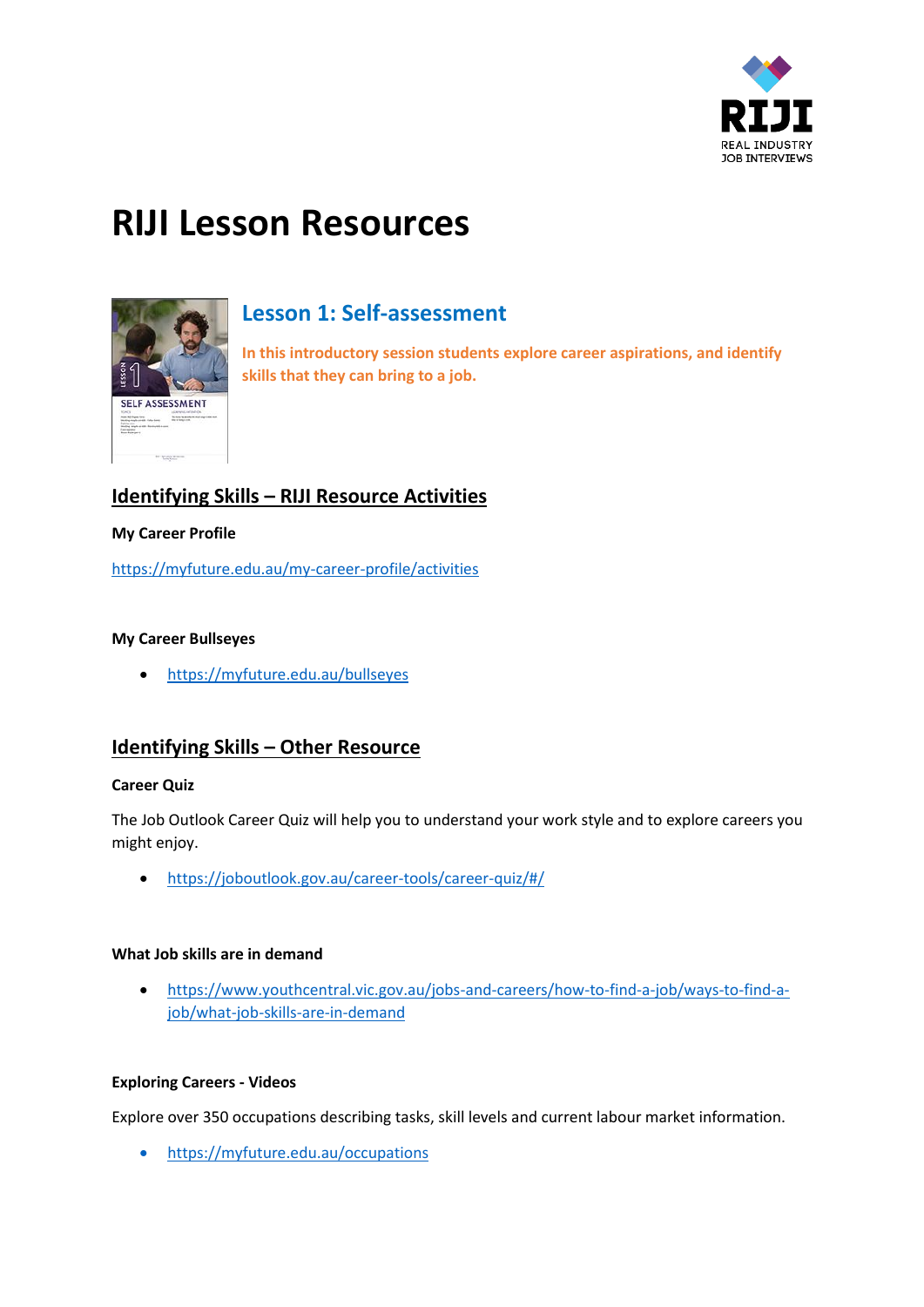# RIJI Lesson Resources

## Lesson 1: Self-assessment

**In this introductory session students explore career aspirations, and identify skills that they can bring to a job.**

## Identifying Skills – RIJI Resource Activities

**My Career Profile**

https://myfuture.edu.au/my-career-profile/activities

**My Career Bullseyes**

- https://myfuture.edu.au/bullseyes

## Identifying Skills – Other Resource

**Career Quiz**

The Job Outlook Career Quiz will help you to understand your work style and to explore careers you might enjoy.

- https://joboutlook.gov.au/career-tools/career-quiz/#/

**What Job skills are in demand**

- https://www.youthcentral.vic.gov.au/jobs-and-careers/how-to-find-a-job/ways-to-find-a-job/what-job-skills-are-in-demand

**Exploring Careers - Videos**

Explore over 350 occupations describing tasks, skill levels and current labour market information.

- https://myfuture.edu.au/occupations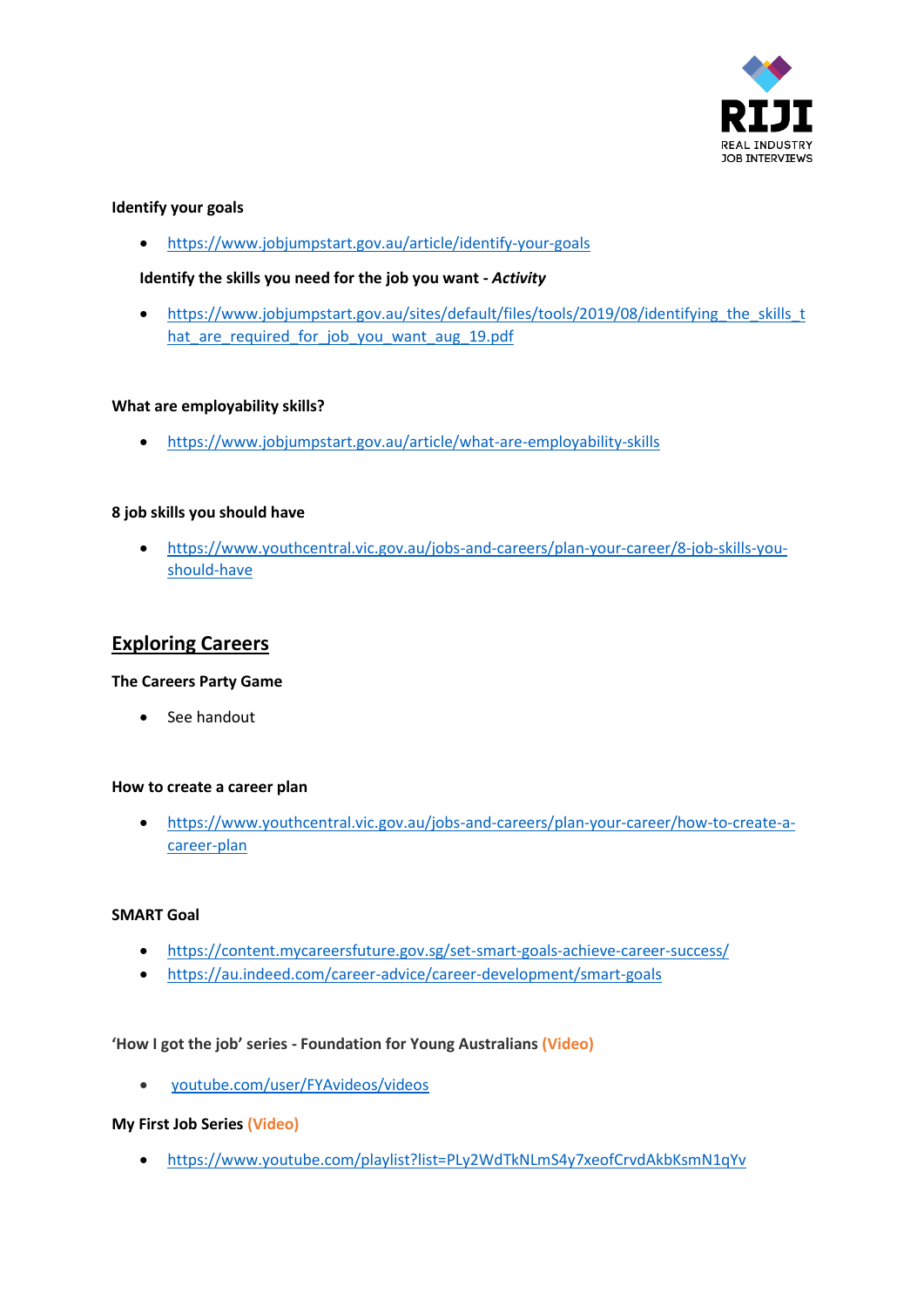**Identify your goals**

- https://www.jobjumpstart.gov.au/article/identify-your-goals

**Identify the skills you need for the job you want -** ***Activity***

- https://www.jobjumpstart.gov.au/sites/default/files/tools/2019/08/identifying_the_skills_that_are_required_for_job_you_want_aug_19.pdf

**What are employability skills?**

- https://www.jobjumpstart.gov.au/article/what-are-employability-skills

**8 job skills you should have**

- https://www.youthcentral.vic.gov.au/jobs-and-careers/plan-your-career/8-job-skills-you-should-have

## Exploring Careers

**The Careers Party Game**

- See handout

**How to create a career plan**

- https://www.youthcentral.vic.gov.au/jobs-and-careers/plan-your-career/how-to-create-a-career-plan

**SMART Goal**

- https://content.mycareersfuture.gov.sg/set-smart-goals-achieve-career-success/
- https://au.indeed.com/career-advice/career-development/smart-goals

**'How I got the job' series - Foundation for Young Australians (Video)**

- youtube.com/user/FYAvideos/videos

**My First Job Series (Video)**

- https://www.youtube.com/playlist?list=PLy2WdTkNLmS4y7xeofCrvdAkbKsmN1qYv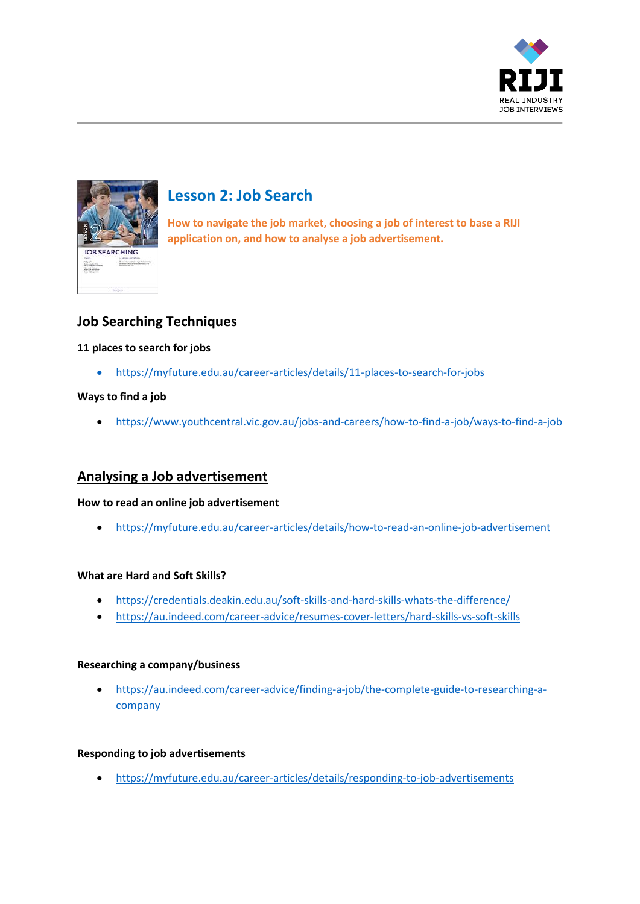# Lesson 2: Job Search

**How to navigate the job market, choosing a job of interest to base a RIJI application on, and how to analyse a job advertisement.**

## Job Searching Techniques

**11 places to search for jobs**

- https://myfuture.edu.au/career-articles/details/11-places-to-search-for-jobs

**Ways to find a job**

- https://www.youthcentral.vic.gov.au/jobs-and-careers/how-to-find-a-job/ways-to-find-a-job

## Analysing a Job advertisement

**How to read an online job advertisement**

- https://myfuture.edu.au/career-articles/details/how-to-read-an-online-job-advertisement

**What are Hard and Soft Skills?**

- https://credentials.deakin.edu.au/soft-skills-and-hard-skills-whats-the-difference/
- https://au.indeed.com/career-advice/resumes-cover-letters/hard-skills-vs-soft-skills

**Researching a company/business**

- https://au.indeed.com/career-advice/finding-a-job/the-complete-guide-to-researching-a-company

**Responding to job advertisements**

- https://myfuture.edu.au/career-articles/details/responding-to-job-advertisements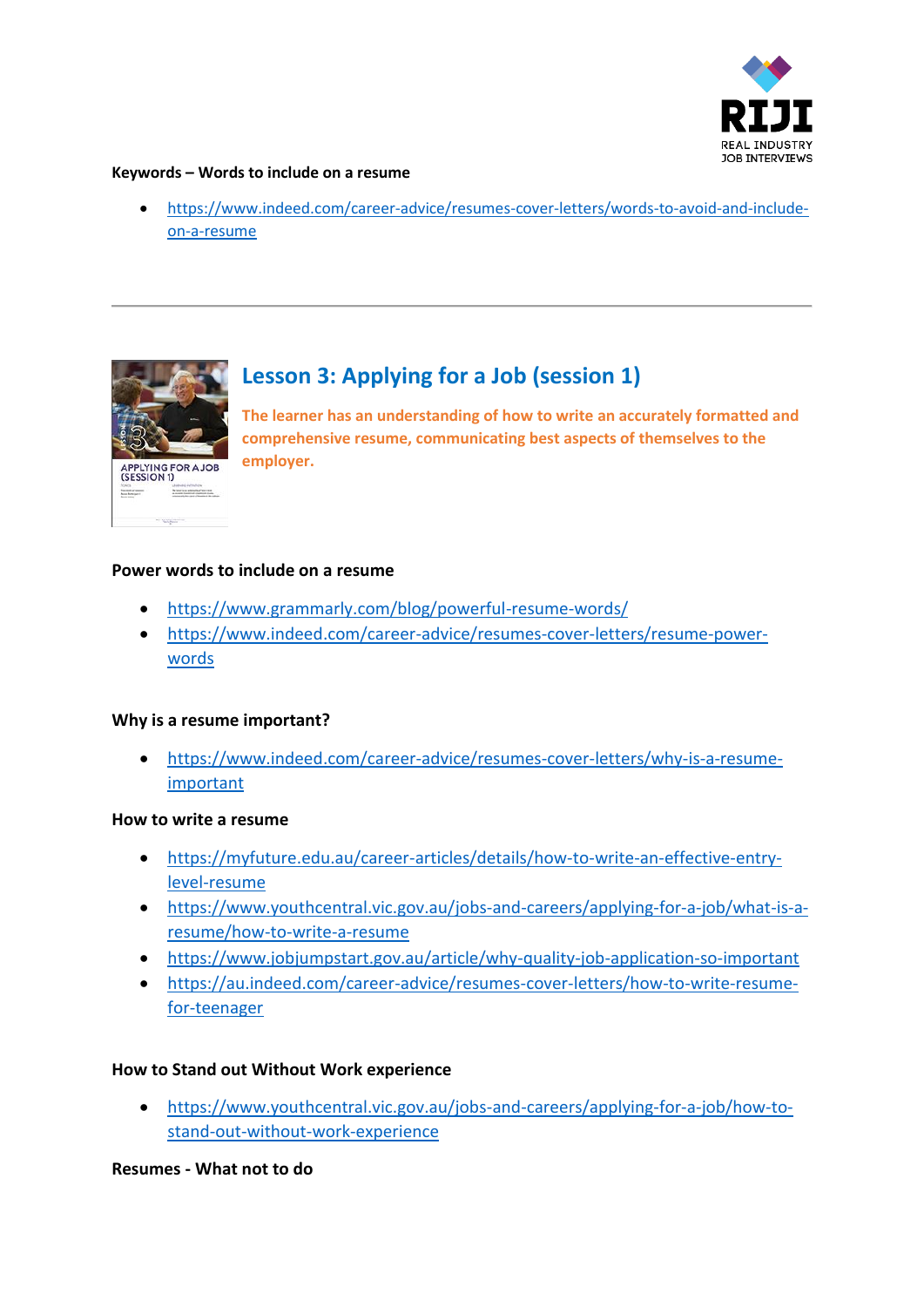**Keywords – Words to include on a resume**

- https://www.indeed.com/career-advice/resumes-cover-letters/words-to-avoid-and-include-on-a-resume

---

## Lesson 3: Applying for a Job (session 1)

**The learner has an understanding of how to write an accurately formatted and comprehensive resume, communicating best aspects of themselves to the employer.**

**Power words to include on a resume**

- https://www.grammarly.com/blog/powerful-resume-words/
- https://www.indeed.com/career-advice/resumes-cover-letters/resume-power-words

**Why is a resume important?**

- https://www.indeed.com/career-advice/resumes-cover-letters/why-is-a-resume-important

**How to write a resume**

- https://myfuture.edu.au/career-articles/details/how-to-write-an-effective-entry-level-resume
- https://www.youthcentral.vic.gov.au/jobs-and-careers/applying-for-a-job/what-is-a-resume/how-to-write-a-resume
- https://www.jobjumpstart.gov.au/article/why-quality-job-application-so-important
- https://au.indeed.com/career-advice/resumes-cover-letters/how-to-write-resume-for-teenager

**How to Stand out Without Work experience**

- https://www.youthcentral.vic.gov.au/jobs-and-careers/applying-for-a-job/how-to-stand-out-without-work-experience

**Resumes - What not to do**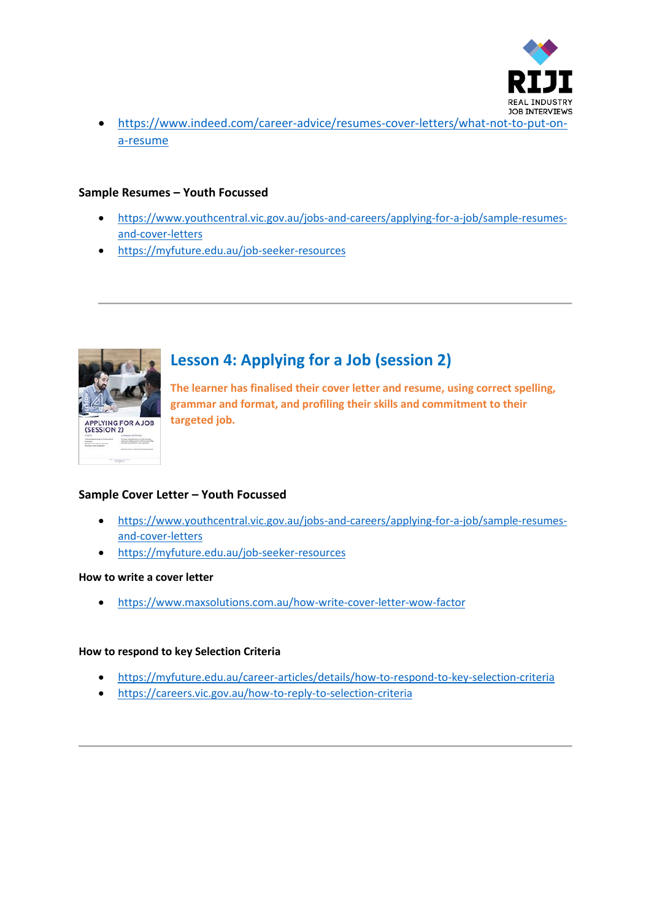- https://www.indeed.com/career-advice/resumes-cover-letters/what-not-to-put-on-a-resume

**Sample Resumes – Youth Focussed**

- https://www.youthcentral.vic.gov.au/jobs-and-careers/applying-for-a-job/sample-resumes-and-cover-letters
- https://myfuture.edu.au/job-seeker-resources

---

## Lesson 4: Applying for a Job (session 2)

**The learner has finalised their cover letter and resume, using correct spelling, grammar and format, and profiling their skills and commitment to their targeted job.**

**Sample Cover Letter – Youth Focussed**

- https://www.youthcentral.vic.gov.au/jobs-and-careers/applying-for-a-job/sample-resumes-and-cover-letters
- https://myfuture.edu.au/job-seeker-resources

**How to write a cover letter**

- https://www.maxsolutions.com.au/how-write-cover-letter-wow-factor

**How to respond to key Selection Criteria**

- https://myfuture.edu.au/career-articles/details/how-to-respond-to-key-selection-criteria
- https://careers.vic.gov.au/how-to-reply-to-selection-criteria

---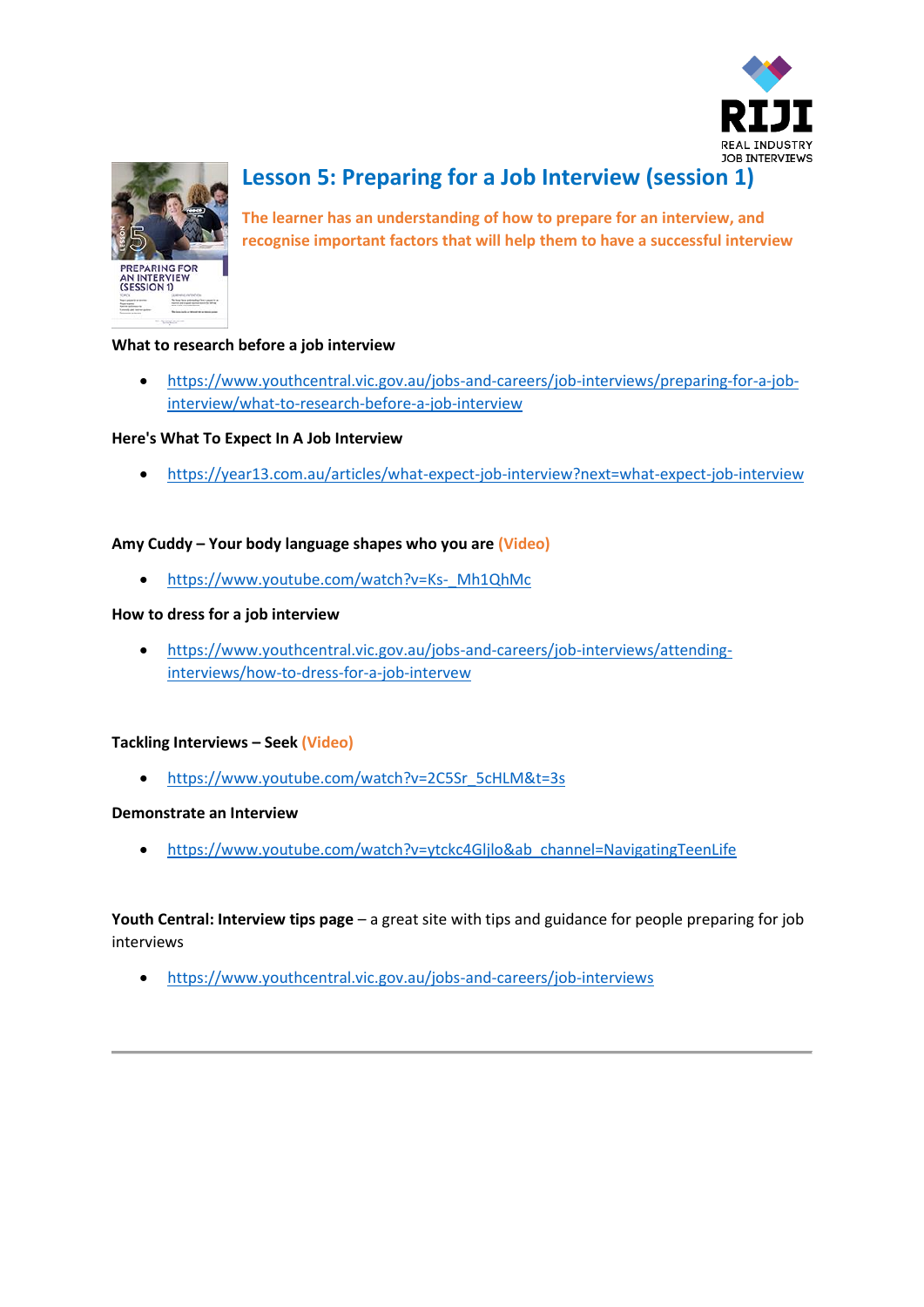# Lesson 5: Preparing for a Job Interview (session 1)

**The learner has an understanding of how to prepare for an interview, and recognise important factors that will help them to have a successful interview**

**What to research before a job interview**

- https://www.youthcentral.vic.gov.au/jobs-and-careers/job-interviews/preparing-for-a-job-interview/what-to-research-before-a-job-interview

**Here's What To Expect In A Job Interview**

- https://year13.com.au/articles/what-expect-job-interview?next=what-expect-job-interview

**Amy Cuddy – Your body language shapes who you are (Video)**

- https://www.youtube.com/watch?v=Ks-_Mh1QhMc

**How to dress for a job interview**

- https://www.youthcentral.vic.gov.au/jobs-and-careers/job-interviews/attending-interviews/how-to-dress-for-a-job-intervew

**Tackling Interviews – Seek (Video)**

- https://www.youtube.com/watch?v=2C5Sr_5cHLM&t=3s

**Demonstrate an Interview**

- https://www.youtube.com/watch?v=ytckc4Gljlo&ab_channel=NavigatingTeenLife

**Youth Central: Interview tips page** – a great site with tips and guidance for people preparing for job interviews

- https://www.youthcentral.vic.gov.au/jobs-and-careers/job-interviews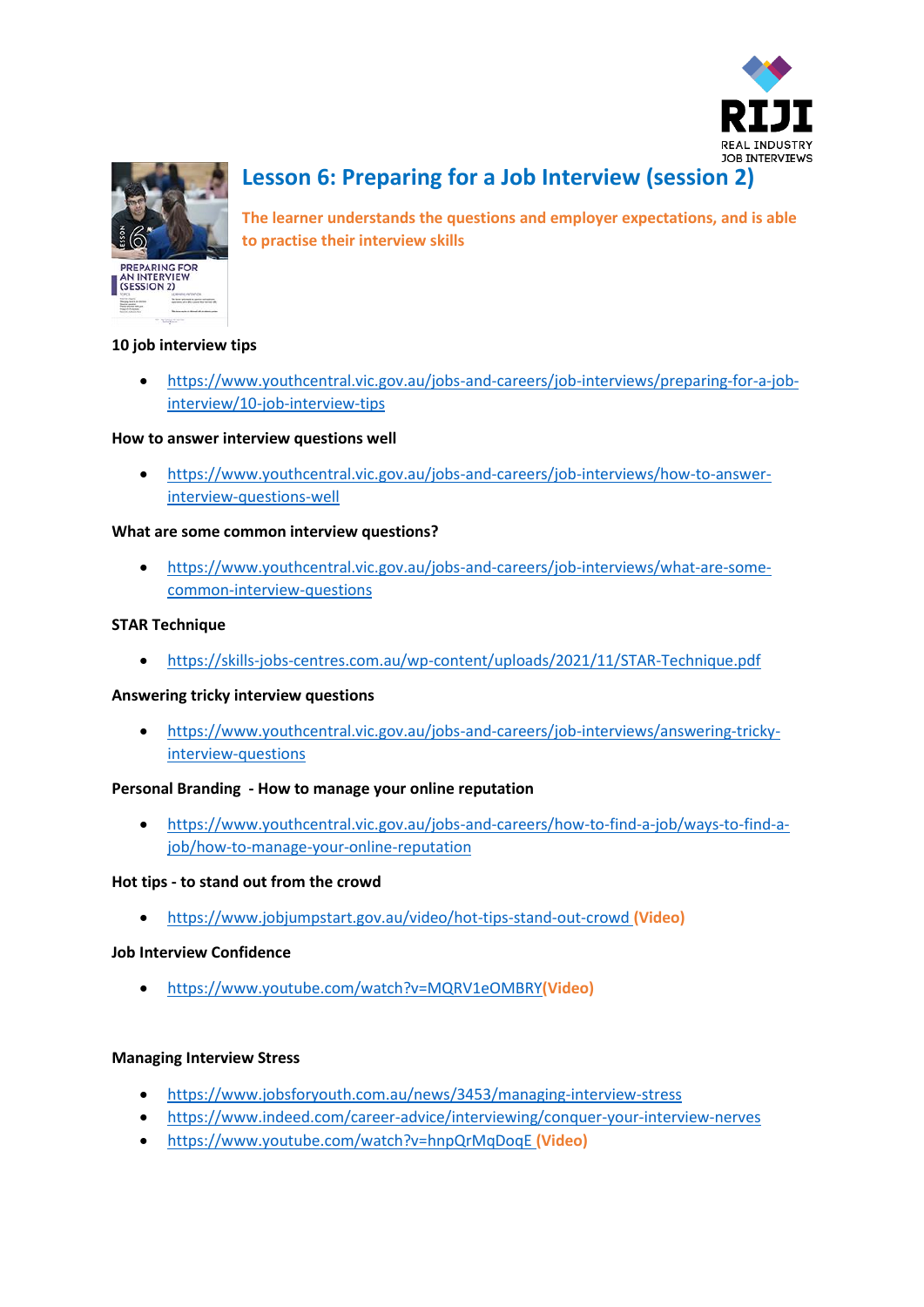# Lesson 6: Preparing for a Job Interview (session 2)

**The learner understands the questions and employer expectations, and is able to practise their interview skills**

**10 job interview tips**

- https://www.youthcentral.vic.gov.au/jobs-and-careers/job-interviews/preparing-for-a-job-interview/10-job-interview-tips

**How to answer interview questions well**

- https://www.youthcentral.vic.gov.au/jobs-and-careers/job-interviews/how-to-answer-interview-questions-well

**What are some common interview questions?**

- https://www.youthcentral.vic.gov.au/jobs-and-careers/job-interviews/what-are-some-common-interview-questions

**STAR Technique**

- https://skills-jobs-centres.com.au/wp-content/uploads/2021/11/STAR-Technique.pdf

**Answering tricky interview questions**

- https://www.youthcentral.vic.gov.au/jobs-and-careers/job-interviews/answering-tricky-interview-questions

**Personal Branding - How to manage your online reputation**

- https://www.youthcentral.vic.gov.au/jobs-and-careers/how-to-find-a-job/ways-to-find-a-job/how-to-manage-your-online-reputation

**Hot tips - to stand out from the crowd**

- https://www.jobjumpstart.gov.au/video/hot-tips-stand-out-crowd **(Video)**

**Job Interview Confidence**

- https://www.youtube.com/watch?v=MQRV1eOMBRY**(Video)**

**Managing Interview Stress**

- https://www.jobsforyouth.com.au/news/3453/managing-interview-stress
- https://www.indeed.com/career-advice/interviewing/conquer-your-interview-nerves
- https://www.youtube.com/watch?v=hnpQrMqDoqE **(Video)**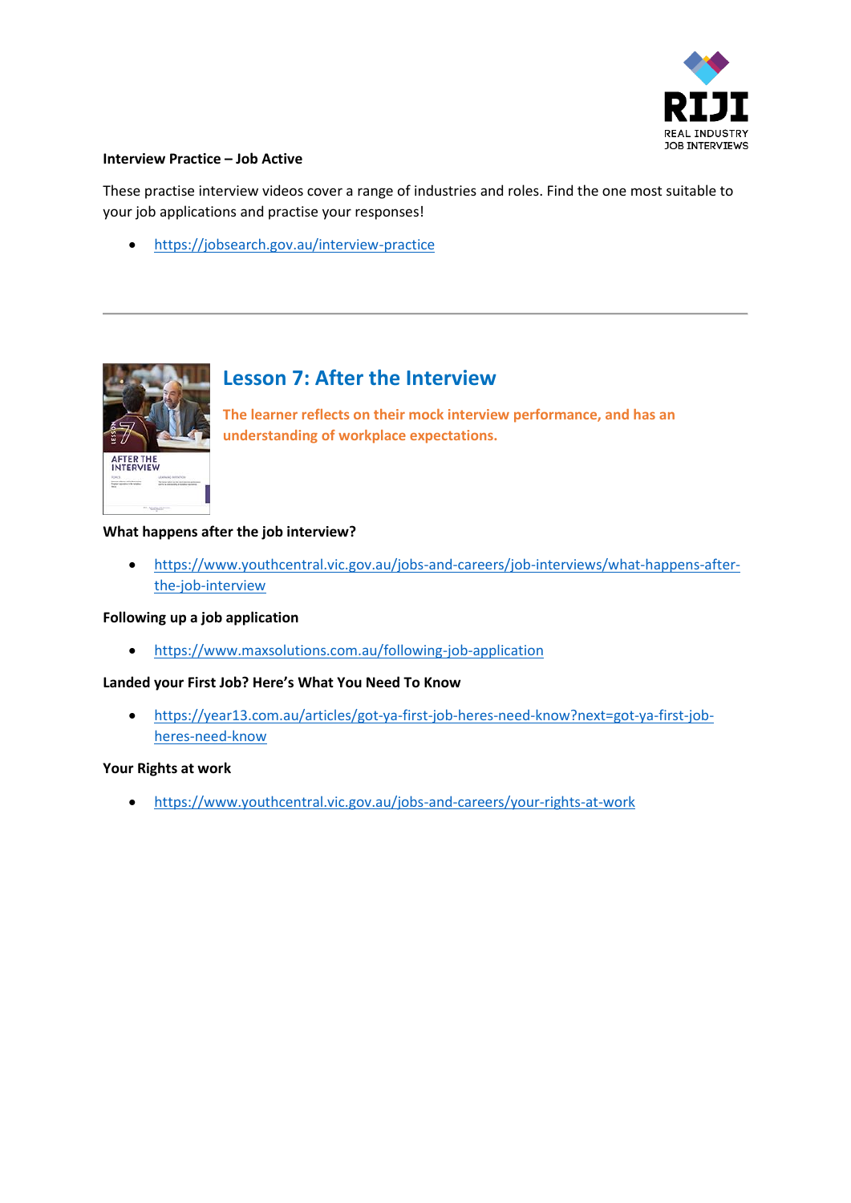**Interview Practice – Job Active**

These practise interview videos cover a range of industries and roles. Find the one most suitable to your job applications and practise your responses!

- https://jobsearch.gov.au/interview-practice

---

## Lesson 7: After the Interview

**The learner reflects on their mock interview performance, and has an understanding of workplace expectations.**

**What happens after the job interview?**

- https://www.youthcentral.vic.gov.au/jobs-and-careers/job-interviews/what-happens-after-the-job-interview

**Following up a job application**

- https://www.maxsolutions.com.au/following-job-application

**Landed your First Job? Here's What You Need To Know**

- https://year13.com.au/articles/got-ya-first-job-heres-need-know?next=got-ya-first-job-heres-need-know

**Your Rights at work**

- https://www.youthcentral.vic.gov.au/jobs-and-careers/your-rights-at-work